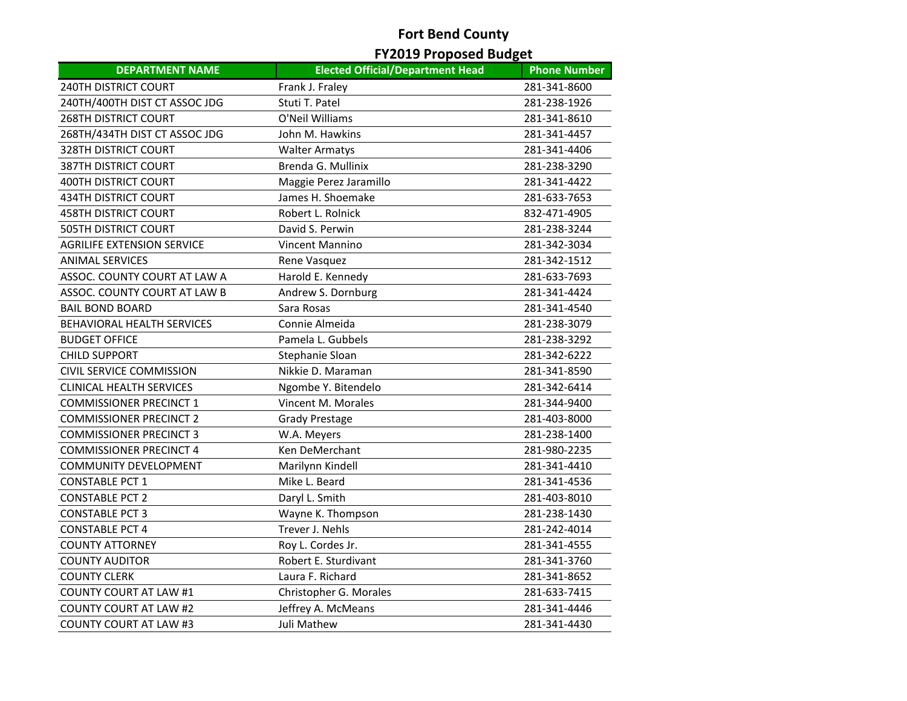# Fort Bend County

## FY2019 Proposed Budget

| DEPARTMENT NAME | Elected Official/Department Head | Phone Number |
|---|---|---|
| 240TH DISTRICT COURT | Frank J. Fraley | 281-341-8600 |
| 240TH/400TH DIST CT ASSOC JDG | Stuti T. Patel | 281-238-1926 |
| 268TH DISTRICT COURT | O'Neil Williams | 281-341-8610 |
| 268TH/434TH DIST CT ASSOC JDG | John M. Hawkins | 281-341-4457 |
| 328TH DISTRICT COURT | Walter Armatys | 281-341-4406 |
| 387TH DISTRICT COURT | Brenda G. Mullinix | 281-238-3290 |
| 400TH DISTRICT COURT | Maggie Perez Jaramillo | 281-341-4422 |
| 434TH DISTRICT COURT | James H. Shoemake | 281-633-7653 |
| 458TH DISTRICT COURT | Robert L. Rolnick | 832-471-4905 |
| 505TH DISTRICT COURT | David S. Perwin | 281-238-3244 |
| AGRILIFE EXTENSION SERVICE | Vincent Mannino | 281-342-3034 |
| ANIMAL SERVICES | Rene Vasquez | 281-342-1512 |
| ASSOC. COUNTY COURT AT LAW A | Harold E. Kennedy | 281-633-7693 |
| ASSOC. COUNTY COURT AT LAW B | Andrew S. Dornburg | 281-341-4424 |
| BAIL BOND BOARD | Sara Rosas | 281-341-4540 |
| BEHAVIORAL HEALTH SERVICES | Connie Almeida | 281-238-3079 |
| BUDGET OFFICE | Pamela L. Gubbels | 281-238-3292 |
| CHILD SUPPORT | Stephanie Sloan | 281-342-6222 |
| CIVIL SERVICE COMMISSION | Nikkie D. Maraman | 281-341-8590 |
| CLINICAL HEALTH SERVICES | Ngombe Y. Bitendelo | 281-342-6414 |
| COMMISSIONER PRECINCT 1 | Vincent M. Morales | 281-344-9400 |
| COMMISSIONER PRECINCT 2 | Grady Prestage | 281-403-8000 |
| COMMISSIONER PRECINCT 3 | W.A. Meyers | 281-238-1400 |
| COMMISSIONER PRECINCT 4 | Ken DeMerchant | 281-980-2235 |
| COMMUNITY DEVELOPMENT | Marilynn Kindell | 281-341-4410 |
| CONSTABLE PCT 1 | Mike L. Beard | 281-341-4536 |
| CONSTABLE PCT 2 | Daryl L. Smith | 281-403-8010 |
| CONSTABLE PCT 3 | Wayne K. Thompson | 281-238-1430 |
| CONSTABLE PCT 4 | Trever J. Nehls | 281-242-4014 |
| COUNTY ATTORNEY | Roy L. Cordes Jr. | 281-341-4555 |
| COUNTY AUDITOR | Robert E. Sturdivant | 281-341-3760 |
| COUNTY CLERK | Laura F. Richard | 281-341-8652 |
| COUNTY COURT AT LAW #1 | Christopher G. Morales | 281-633-7415 |
| COUNTY COURT AT LAW #2 | Jeffrey A. McMeans | 281-341-4446 |
| COUNTY COURT AT LAW #3 | Juli Mathew | 281-341-4430 |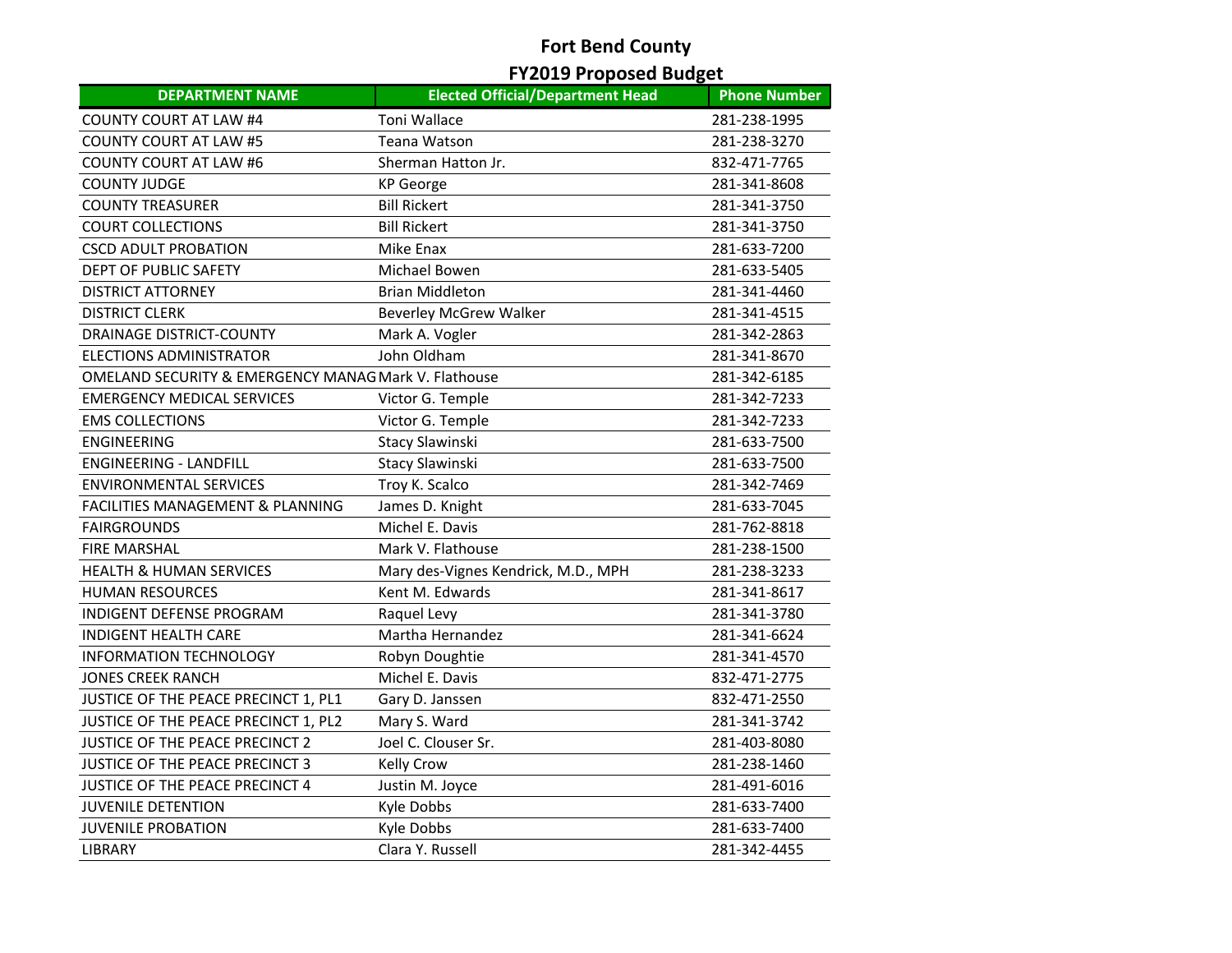# Fort Bend County

## FY2019 Proposed Budget

| DEPARTMENT NAME | Elected Official/Department Head | Phone Number |
|---|---|---|
| COUNTY COURT AT LAW #4 | Toni Wallace | 281-238-1995 |
| COUNTY COURT AT LAW #5 | Teana Watson | 281-238-3270 |
| COUNTY COURT AT LAW #6 | Sherman Hatton Jr. | 832-471-7765 |
| COUNTY JUDGE | KP George | 281-341-8608 |
| COUNTY TREASURER | Bill Rickert | 281-341-3750 |
| COURT COLLECTIONS | Bill Rickert | 281-341-3750 |
| CSCD ADULT PROBATION | Mike Enax | 281-633-7200 |
| DEPT OF PUBLIC SAFETY | Michael Bowen | 281-633-5405 |
| DISTRICT ATTORNEY | Brian Middleton | 281-341-4460 |
| DISTRICT CLERK | Beverley McGrew Walker | 281-341-4515 |
| DRAINAGE DISTRICT-COUNTY | Mark A. Vogler | 281-342-2863 |
| ELECTIONS ADMINISTRATOR | John Oldham | 281-341-8670 |
| OMELAND SECURITY & EMERGENCY MANAG | Mark V. Flathouse | 281-342-6185 |
| EMERGENCY MEDICAL SERVICES | Victor G. Temple | 281-342-7233 |
| EMS COLLECTIONS | Victor G. Temple | 281-342-7233 |
| ENGINEERING | Stacy Slawinski | 281-633-7500 |
| ENGINEERING - LANDFILL | Stacy Slawinski | 281-633-7500 |
| ENVIRONMENTAL SERVICES | Troy K. Scalco | 281-342-7469 |
| FACILITIES MANAGEMENT & PLANNING | James D. Knight | 281-633-7045 |
| FAIRGROUNDS | Michel E. Davis | 281-762-8818 |
| FIRE MARSHAL | Mark V. Flathouse | 281-238-1500 |
| HEALTH & HUMAN SERVICES | Mary des-Vignes Kendrick, M.D., MPH | 281-238-3233 |
| HUMAN RESOURCES | Kent M. Edwards | 281-341-8617 |
| INDIGENT DEFENSE PROGRAM | Raquel Levy | 281-341-3780 |
| INDIGENT HEALTH CARE | Martha Hernandez | 281-341-6624 |
| INFORMATION TECHNOLOGY | Robyn Doughtie | 281-341-4570 |
| JONES CREEK RANCH | Michel E. Davis | 832-471-2775 |
| JUSTICE OF THE PEACE PRECINCT 1, PL1 | Gary D. Janssen | 832-471-2550 |
| JUSTICE OF THE PEACE PRECINCT 1, PL2 | Mary S. Ward | 281-341-3742 |
| JUSTICE OF THE PEACE PRECINCT 2 | Joel C. Clouser Sr. | 281-403-8080 |
| JUSTICE OF THE PEACE PRECINCT 3 | Kelly Crow | 281-238-1460 |
| JUSTICE OF THE PEACE PRECINCT 4 | Justin M. Joyce | 281-491-6016 |
| JUVENILE DETENTION | Kyle Dobbs | 281-633-7400 |
| JUVENILE PROBATION | Kyle Dobbs | 281-633-7400 |
| LIBRARY | Clara Y. Russell | 281-342-4455 |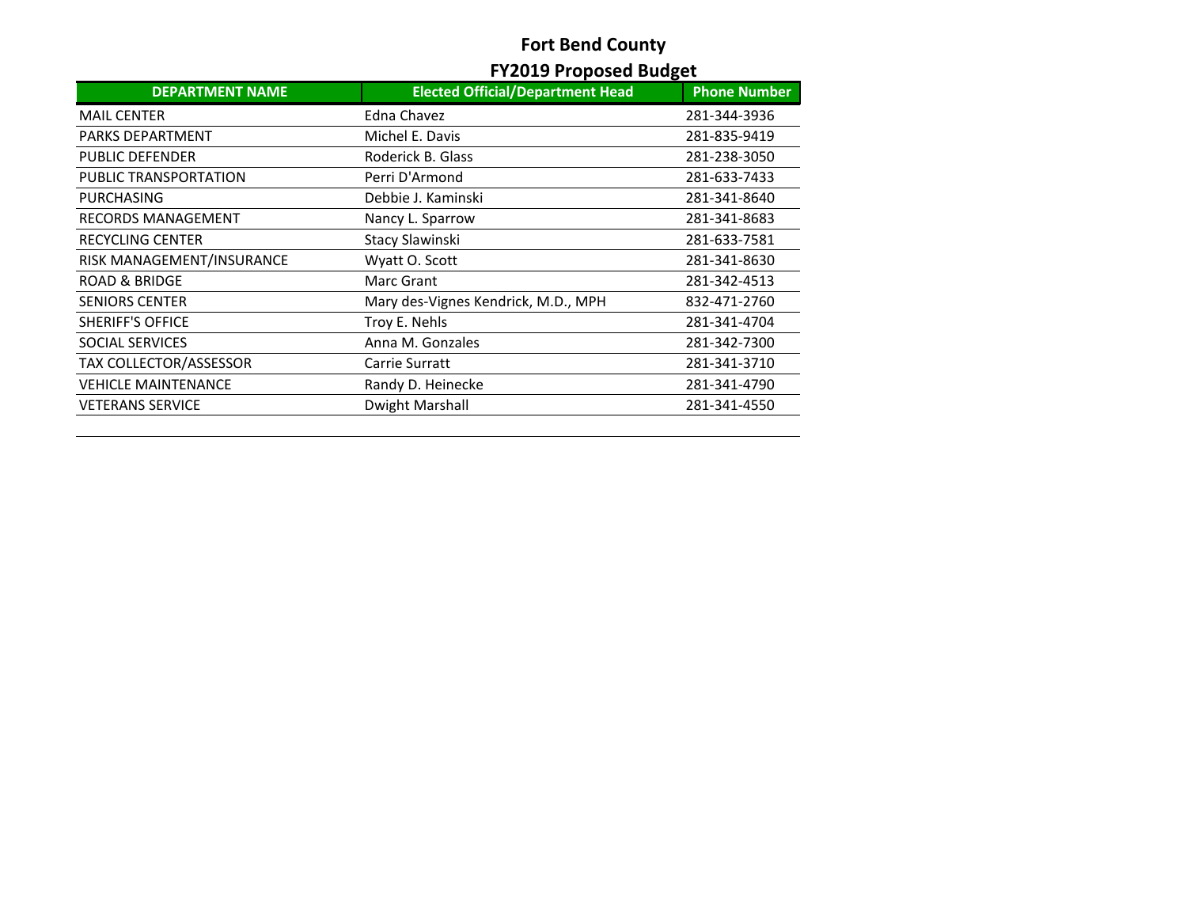# Fort Bend County

## FY2019 Proposed Budget

| DEPARTMENT NAME | Elected Official/Department Head | Phone Number |
|---|---|---|
| MAIL CENTER | Edna Chavez | 281-344-3936 |
| PARKS DEPARTMENT | Michel E. Davis | 281-835-9419 |
| PUBLIC DEFENDER | Roderick B. Glass | 281-238-3050 |
| PUBLIC TRANSPORTATION | Perri D'Armond | 281-633-7433 |
| PURCHASING | Debbie J. Kaminski | 281-341-8640 |
| RECORDS MANAGEMENT | Nancy L. Sparrow | 281-341-8683 |
| RECYCLING CENTER | Stacy Slawinski | 281-633-7581 |
| RISK MANAGEMENT/INSURANCE | Wyatt O. Scott | 281-341-8630 |
| ROAD & BRIDGE | Marc Grant | 281-342-4513 |
| SENIORS CENTER | Mary des-Vignes Kendrick, M.D., MPH | 832-471-2760 |
| SHERIFF'S OFFICE | Troy E. Nehls | 281-341-4704 |
| SOCIAL SERVICES | Anna M. Gonzales | 281-342-7300 |
| TAX COLLECTOR/ASSESSOR | Carrie Surratt | 281-341-3710 |
| VEHICLE MAINTENANCE | Randy D. Heinecke | 281-341-4790 |
| VETERANS SERVICE | Dwight Marshall | 281-341-4550 |